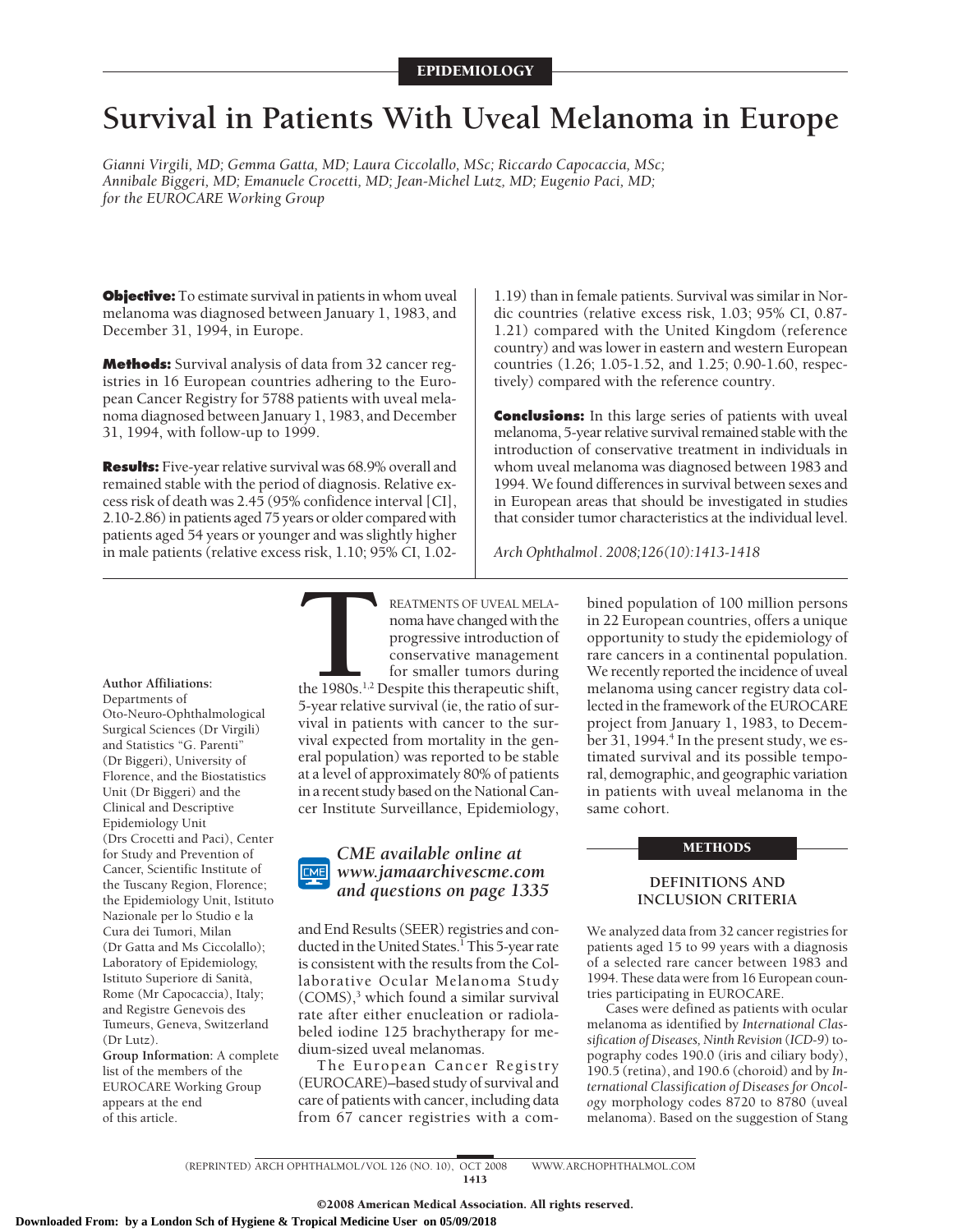EPIDEMIOLOGY

# Survival in Patients With Uveal Melanoma in Europe

*Gianni Virgili, MD; Gemma Gatta, MD; Laura Ciccolallo, MSc; Riccardo Capocaccia, MSc; Annibale Biggeri, MD; Emanuele Crocetti, MD; Jean-Michel Lutz, MD; Eugenio Paci, MD; for the EUROCARE Working Group*

**Objective:** To estimate survival in patients in whom uveal melanoma was diagnosed between January 1, 1983, and December 31, 1994, in Europe.

**Methods:** Survival analysis of data from 32 cancer registries in 16 European countries adhering to the European Cancer Registry for 5788 patients with uveal melanoma diagnosed between January 1, 1983, and December 31, 1994, with follow-up to 1999.

**Results:** Five-year relative survival was 68.9% overall and remained stable with the period of diagnosis. Relative excess risk of death was 2.45 (95% confidence interval [CI], 2.10-2.86) in patients aged 75 years or older compared with patients aged 54 years or younger and was slightly higher in male patients (relative excess risk, 1.10; 95% CI, 1.02-1.19) than in female patients. Survival was similar in Nordic countries (relative excess risk, 1.03; 95% CI, 0.87-1.21) compared with the United Kingdom (reference country) and was lower in eastern and western European countries (1.26; 1.05-1.52, and 1.25; 0.90-1.60, respectively) compared with the reference country.

**Conclusions:** In this large series of patients with uveal melanoma, 5-year relative survival remained stable with the introduction of conservative treatment in individuals in whom uveal melanoma was diagnosed between 1983 and 1994. We found differences in survival between sexes and in European areas that should be investigated in studies that consider tumor characteristics at the individual level.

*Arch Ophthalmol. 2008;126(10):1413-1418*

**Author Affiliations:** Departments of Oto-Neuro-Ophthalmological Surgical Sciences (Dr Virgili) and Statistics "G. Parenti" (Dr Biggeri), University of Florence, and the Biostatistics Unit (Dr Biggeri) and the Clinical and Descriptive Epidemiology Unit (Drs Crocetti and Paci), Center for Study and Prevention of Cancer, Scientific Institute of the Tuscany Region, Florence; the Epidemiology Unit, Istituto Nazionale per lo Studio e la Cura dei Tumori, Milan (Dr Gatta and Ms Ciccolallo); Laboratory of Epidemiology, Istituto Superiore di Sanità, Rome (Mr Capocaccia), Italy; and Registre Genevois des Tumeurs, Geneva, Switzerland (Dr Lutz).

**Group Information:** A complete list of the members of the EUROCARE Working Group appears at the end of this article.

TREATMENTS OF UVEAL MELANOMA have changed with the progressive introduction of conservative management for smaller tumors during the 1980s.[1,2] Despite this therapeutic shift, 5-year relative survival (ie, the ratio of survival in patients with cancer to the survival expected from mortality in the general population) was reported to be stable at a level of approximately 80% of patients in a recent study based on the National Cancer Institute Surveillance, Epidemiology, and End Results (SEER) registries and conducted in the United States.[1] This 5-year rate is consistent with the results from the Collaborative Ocular Melanoma Study (COMS),[3] which found a similar survival rate after either enucleation or radiolabeled iodine 125 brachytherapy for medium-sized uveal melanomas.

*CME available online at www.jamaarchivescme.com and questions on page 1335*

The European Cancer Registry (EUROCARE)–based study of survival and care of patients with cancer, including data from 67 cancer registries with a combined population of 100 million persons in 22 European countries, offers a unique opportunity to study the epidemiology of rare cancers in a continental population. We recently reported the incidence of uveal melanoma using cancer registry data collected in the framework of the EUROCARE project from January 1, 1983, to December 31, 1994.[4] In the present study, we estimated survival and its possible temporal, demographic, and geographic variation in patients with uveal melanoma in the same cohort.

## METHODS

### DEFINITIONS AND INCLUSION CRITERIA

We analyzed data from 32 cancer registries for patients aged 15 to 99 years with a diagnosis of a selected rare cancer between 1983 and 1994. These data were from 16 European countries participating in EUROCARE.

Cases were defined as patients with ocular melanoma as identified by *International Classification of Diseases, Ninth Revision* (*ICD-9*) topography codes 190.0 (iris and ciliary body), 190.5 (retina), and 190.6 (choroid) and by *International Classification of Diseases for Oncology* morphology codes 8720 to 8780 (uveal melanoma). Based on the suggestion of Stang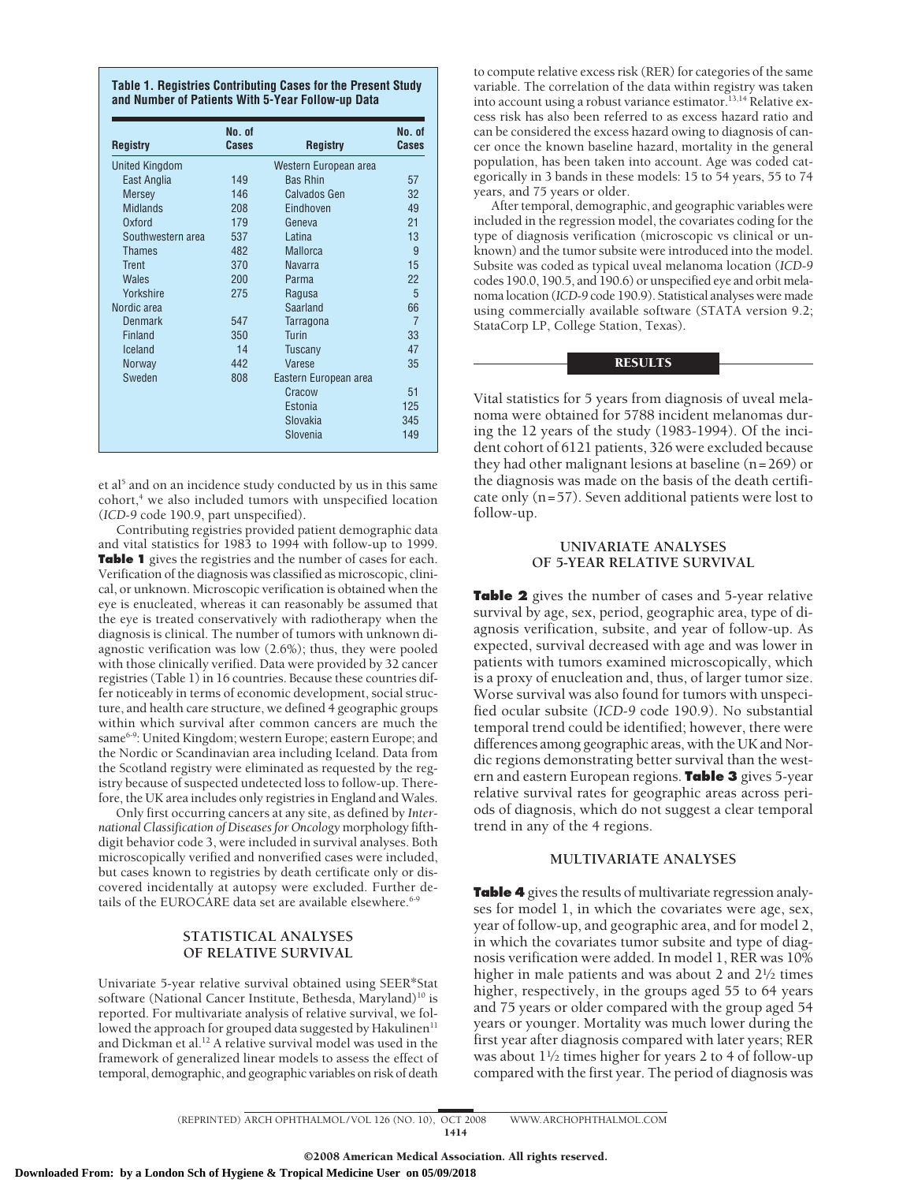**Table 1. Registries Contributing Cases for the Present Study and Number of Patients With 5-Year Follow-up Data**

| Registry | No. of Cases | Registry | No. of Cases |
|---|---|---|---|
| United Kingdom | | Western European area | |
| East Anglia | 149 | Bas Rhin | 57 |
| Mersey | 146 | Calvados Gen | 32 |
| Midlands | 208 | Eindhoven | 49 |
| Oxford | 179 | Geneva | 21 |
| Southwestern area | 537 | Latina | 13 |
| Thames | 482 | Mallorca | 9 |
| Trent | 370 | Navarra | 15 |
| Wales | 200 | Parma | 22 |
| Yorkshire | 275 | Ragusa | 5 |
| Nordic area | | Saarland | 66 |
| Denmark | 547 | Tarragona | 7 |
| Finland | 350 | Turin | 33 |
| Iceland | 14 | Tuscany | 47 |
| Norway | 442 | Varese | 35 |
| Sweden | 808 | Eastern European area | |
| | | Cracow | 51 |
| | | Estonia | 125 |
| | | Slovakia | 345 |
| | | Slovenia | 149 |

et al[5] and on an incidence study conducted by us in this same cohort,[4] we also included tumors with unspecified location (*ICD-9* code 190.9, part unspecified).

Contributing registries provided patient demographic data and vital statistics for 1983 to 1994 with follow-up to 1999. **Table 1** gives the registries and the number of cases for each. Verification of the diagnosis was classified as microscopic, clinical, or unknown. Microscopic verification is obtained when the eye is enucleated, whereas it can reasonably be assumed that the eye is treated conservatively with radiotherapy when the diagnosis is clinical. The number of tumors with unknown diagnostic verification was low (2.6%); thus, they were pooled with those clinically verified. Data were provided by 32 cancer registries (Table 1) in 16 countries. Because these countries differ noticeably in terms of economic development, social structure, and health care structure, we defined 4 geographic groups within which survival after common cancers are much the same[6-9]: United Kingdom; western Europe; eastern Europe; and the Nordic or Scandinavian area including Iceland. Data from the Scotland registry were eliminated as requested by the registry because of suspected undetected loss to follow-up. Therefore, the UK area includes only registries in England and Wales.

Only first occurring cancers at any site, as defined by *International Classification of Diseases for Oncology* morphology fifth-digit behavior code 3, were included in survival analyses. Both microscopically verified and nonverified cases were included, but cases known to registries by death certificate only or discovered incidentally at autopsy were excluded. Further details of the EUROCARE data set are available elsewhere.[6-9]

## STATISTICAL ANALYSES OF RELATIVE SURVIVAL

Univariate 5-year relative survival obtained using SEER*Stat software (National Cancer Institute, Bethesda, Maryland)[10] is reported. For multivariate analysis of relative survival, we followed the approach for grouped data suggested by Hakulinen[11] and Dickman et al.[12] A relative survival model was used in the framework of generalized linear models to assess the effect of temporal, demographic, and geographic variables on risk of death to compute relative excess risk (RER) for categories of the same variable. The correlation of the data within registry was taken into account using a robust variance estimator.[13,14] Relative excess risk has also been referred to as excess hazard ratio and can be considered the excess hazard owing to diagnosis of cancer once the known baseline hazard, mortality in the general population, has been taken into account. Age was coded categorically in 3 bands in these models: 15 to 54 years, 55 to 74 years, and 75 years or older.

After temporal, demographic, and geographic variables were included in the regression model, the covariates coding for the type of diagnosis verification (microscopic vs clinical or unknown) and the tumor subsite were introduced into the model. Subsite was coded as typical uveal melanoma location (*ICD-9* codes 190.0, 190.5, and 190.6) or unspecified eye and orbit melanoma location (*ICD-9* code 190.9). Statistical analyses were made using commercially available software (STATA version 9.2; StataCorp LP, College Station, Texas).

# RESULTS

Vital statistics for 5 years from diagnosis of uveal melanoma were obtained for 5788 incident melanomas during the 12 years of the study (1983-1994). Of the incident cohort of 6121 patients, 326 were excluded because they had other malignant lesions at baseline (n = 269) or the diagnosis was made on the basis of the death certificate only (n = 57). Seven additional patients were lost to follow-up.

## UNIVARIATE ANALYSES OF 5-YEAR RELATIVE SURVIVAL

**Table 2** gives the number of cases and 5-year relative survival by age, sex, period, geographic area, type of diagnosis verification, subsite, and year of follow-up. As expected, survival decreased with age and was lower in patients with tumors examined microscopically, which is a proxy of enucleation and, thus, of larger tumor size. Worse survival was also found for tumors with unspecified ocular subsite (*ICD-9* code 190.9). No substantial temporal trend could be identified; however, there were differences among geographic areas, with the UK and Nordic regions demonstrating better survival than the western and eastern European regions. **Table 3** gives 5-year relative survival rates for geographic areas across periods of diagnosis, which do not suggest a clear temporal trend in any of the 4 regions.

## MULTIVARIATE ANALYSES

**Table 4** gives the results of multivariate regression analyses for model 1, in which the covariates were age, sex, year of follow-up, and geographic area, and for model 2, in which the covariates tumor subsite and type of diagnosis verification were added. In model 1, RER was 10% higher in male patients and was about 2 and 2½ times higher, respectively, in the groups aged 55 to 64 years and 75 years or older compared with the group aged 54 years or younger. Mortality was much lower during the first year after diagnosis compared with later years; RER was about 1½ times higher for years 2 to 4 of follow-up compared with the first year. The period of diagnosis was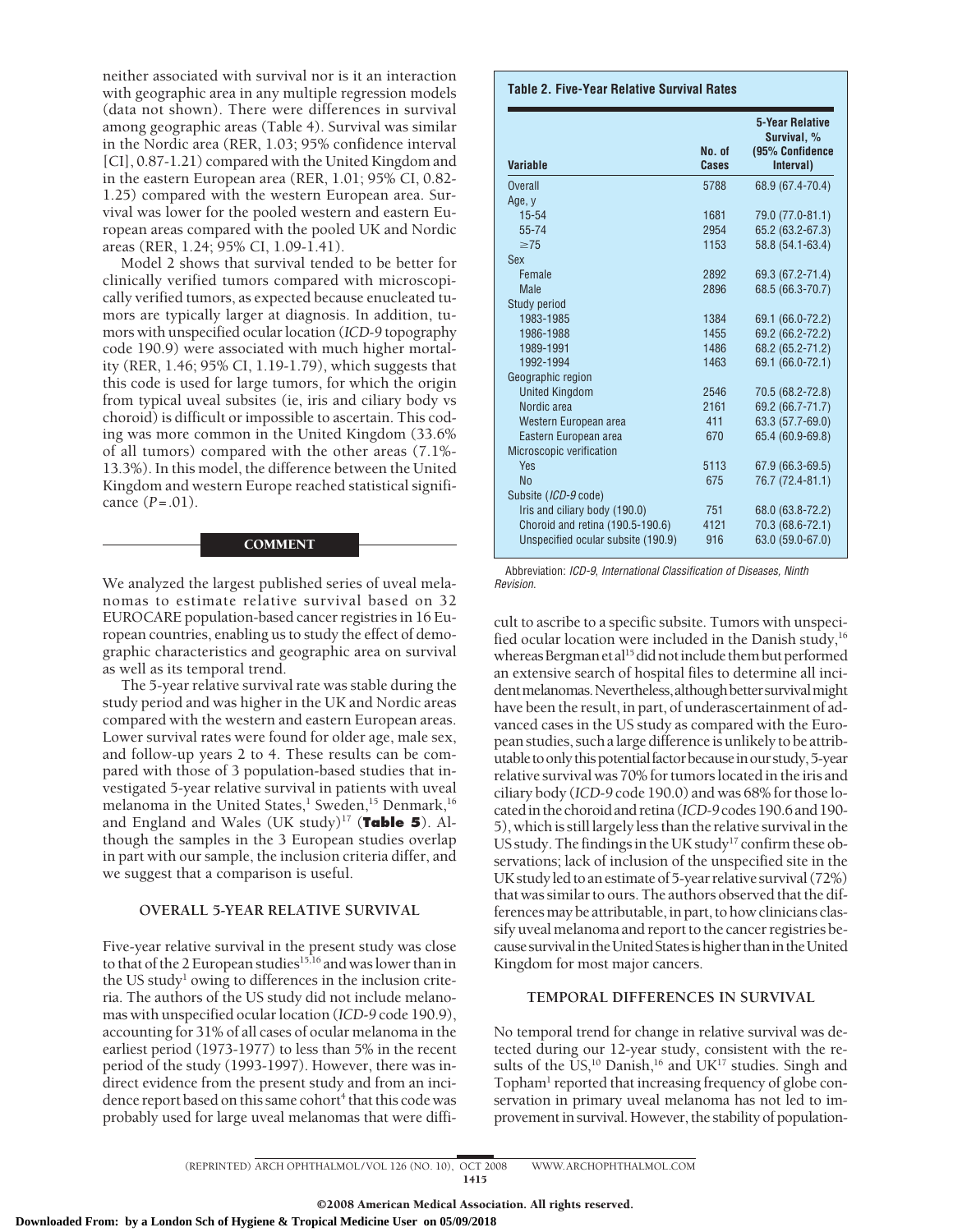neither associated with survival nor is it an interaction with geographic area in any multiple regression models (data not shown). There were differences in survival among geographic areas (Table 4). Survival was similar in the Nordic area (RER, 1.03; 95% confidence interval [CI], 0.87-1.21) compared with the United Kingdom and in the eastern European area (RER, 1.01; 95% CI, 0.82-1.25) compared with the western European area. Survival was lower for the pooled western and eastern European areas compared with the pooled UK and Nordic areas (RER, 1.24; 95% CI, 1.09-1.41).

Model 2 shows that survival tended to be better for clinically verified tumors compared with microscopically verified tumors, as expected because enucleated tumors are typically larger at diagnosis. In addition, tumors with unspecified ocular location (*ICD-9* topography code 190.9) were associated with much higher mortality (RER, 1.46; 95% CI, 1.19-1.79), which suggests that this code is used for large tumors, for which the origin from typical uveal subsites (ie, iris and ciliary body vs choroid) is difficult or impossible to ascertain. This coding was more common in the United Kingdom (33.6% of all tumors) compared with the other areas (7.1%-13.3%). In this model, the difference between the United Kingdom and western Europe reached statistical significance ($P = .01$).

**Table 2. Five-Year Relative Survival Rates**

| Variable | No. of Cases | 5-Year Relative Survival, % (95% Confidence Interval) |
|---|---|---|
| Overall | 5788 | 68.9 (67.4-70.4) |
| Age, y | | |
| 15-54 | 1681 | 79.0 (77.0-81.1) |
| 55-74 | 2954 | 65.2 (63.2-67.3) |
| ≥75 | 1153 | 58.8 (54.1-63.4) |
| Sex | | |
| Female | 2892 | 69.3 (67.2-71.4) |
| Male | 2896 | 68.5 (66.3-70.7) |
| Study period | | |
| 1983-1985 | 1384 | 69.1 (66.0-72.2) |
| 1986-1988 | 1455 | 69.2 (66.2-72.2) |
| 1989-1991 | 1486 | 68.2 (65.2-71.2) |
| 1992-1994 | 1463 | 69.1 (66.0-72.1) |
| Geographic region | | |
| United Kingdom | 2546 | 70.5 (68.2-72.8) |
| Nordic area | 2161 | 69.2 (66.7-71.7) |
| Western European area | 411 | 63.3 (57.7-69.0) |
| Eastern European area | 670 | 65.4 (60.9-69.8) |
| Microscopic verification | | |
| Yes | 5113 | 67.9 (66.3-69.5) |
| No | 675 | 76.7 (72.4-81.1) |
| Subsite (*ICD-9* code) | | |
| Iris and ciliary body (190.0) | 751 | 68.0 (63.8-72.2) |
| Choroid and retina (190.5-190.6) | 4121 | 70.3 (68.6-72.1) |
| Unspecified ocular subsite (190.9) | 916 | 63.0 (59.0-67.0) |

Abbreviation: *ICD-9*, *International Classification of Diseases, Ninth Revision*.

## COMMENT

We analyzed the largest published series of uveal melanomas to estimate relative survival based on 32 EUROCARE population-based cancer registries in 16 European countries, enabling us to study the effect of demographic characteristics and geographic area on survival as well as its temporal trend.

The 5-year relative survival rate was stable during the study period and was higher in the UK and Nordic areas compared with the western and eastern European areas. Lower survival rates were found for older age, male sex, and follow-up years 2 to 4. These results can be compared with those of 3 population-based studies that investigated 5-year relative survival in patients with uveal melanoma in the United States,[1] Sweden,[15] Denmark,[16] and England and Wales (UK study)[17] (**Table 5**). Although the samples in the 3 European studies overlap in part with our sample, the inclusion criteria differ, and we suggest that a comparison is useful.

### OVERALL 5-YEAR RELATIVE SURVIVAL

Five-year relative survival in the present study was close to that of the 2 European studies[15,16] and was lower than in the US study[1] owing to differences in the inclusion criteria. The authors of the US study did not include melanomas with unspecified ocular location (*ICD-9* code 190.9), accounting for 31% of all cases of ocular melanoma in the earliest period (1973-1977) to less than 5% in the recent period of the study (1993-1997). However, there was indirect evidence from the present study and from an incidence report based on this same cohort[4] that this code was probably used for large uveal melanomas that were difficult to ascribe to a specific subsite. Tumors with unspecified ocular location were included in the Danish study,[16] whereas Bergman et al[15] did not include them but performed an extensive search of hospital files to determine all incident melanomas. Nevertheless, although better survival might have been the result, in part, of underascertainment of advanced cases in the US study as compared with the European studies, such a large difference is unlikely to be attributable to only this potential factor because in our study, 5-year relative survival was 70% for tumors located in the iris and ciliary body (*ICD-9* code 190.0) and was 68% for those located in the choroid and retina (*ICD-9* codes 190.6 and 190-5), which is still largely less than the relative survival in the US study. The findings in the UK study[17] confirm these observations; lack of inclusion of the unspecified site in the UK study led to an estimate of 5-year relative survival (72%) that was similar to ours. The authors observed that the differences may be attributable, in part, to how clinicians classify uveal melanoma and report to the cancer registries because survival in the United States is higher than in the United Kingdom for most major cancers.

### TEMPORAL DIFFERENCES IN SURVIVAL

No temporal trend for change in relative survival was detected during our 12-year study, consistent with the results of the US,[10] Danish,[16] and UK[17] studies. Singh and Topham[1] reported that increasing frequency of globe conservation in primary uveal melanoma has not led to improvement in survival. However, the stability of population-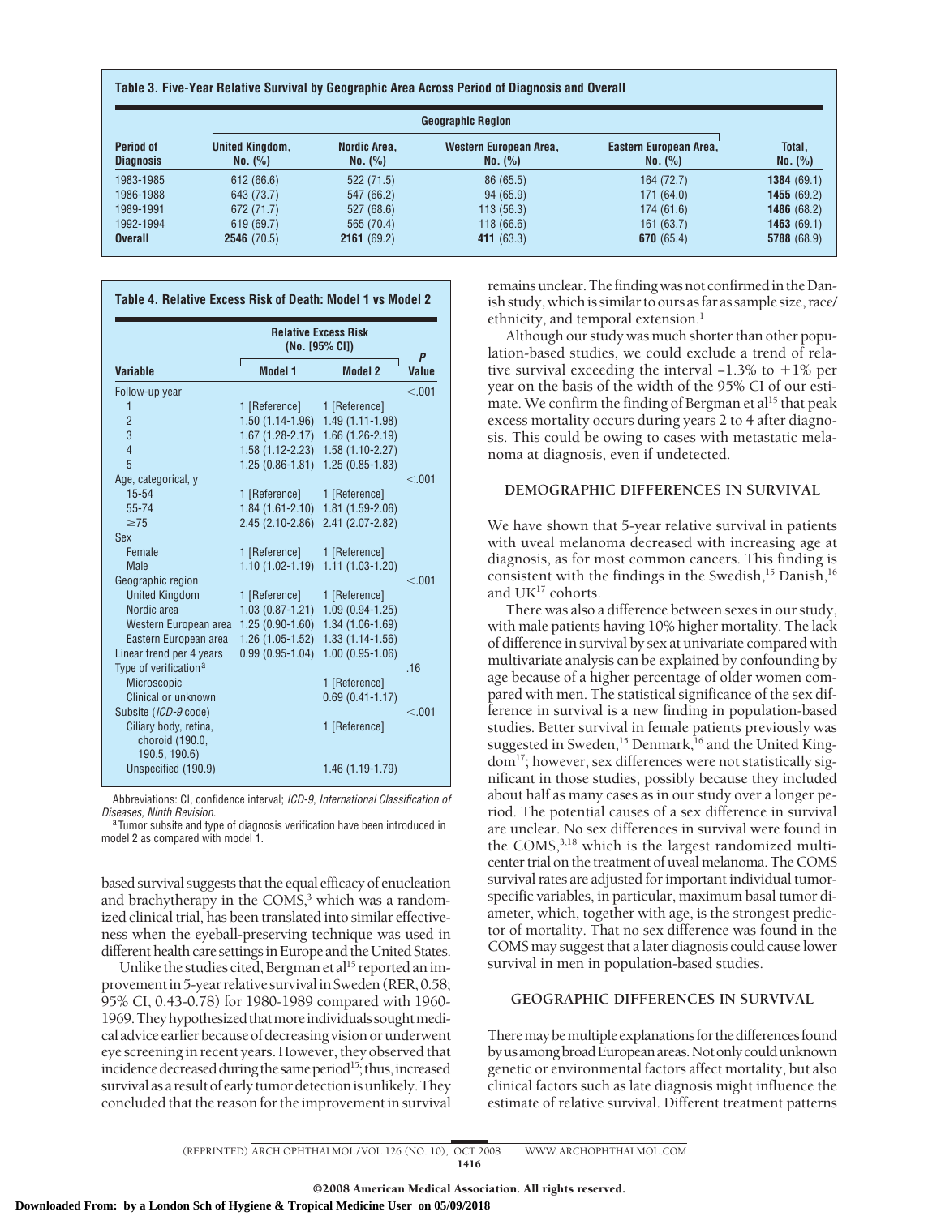**Table 3. Five-Year Relative Survival by Geographic Area Across Period of Diagnosis and Overall**

| Period of Diagnosis | Geographic Region | | | | Total, No. (%) |
|---|---|---|---|---|---|
| | United Kingdom, No. (%) | Nordic Area, No. (%) | Western European Area, No. (%) | Eastern European Area, No. (%) | |
| 1983-1985 | 612 (66.6) | 522 (71.5) | 86 (65.5) | 164 (72.7) | **1384** (69.1) |
| 1986-1988 | 643 (73.7) | 547 (66.2) | 94 (65.9) | 171 (64.0) | **1455** (69.2) |
| 1989-1991 | 672 (71.7) | 527 (68.6) | 113 (56.3) | 174 (61.6) | **1486** (68.2) |
| 1992-1994 | 619 (69.7) | 565 (70.4) | 118 (66.6) | 161 (63.7) | **1463** (69.1) |
| **Overall** | **2546** (70.5) | **2161** (69.2) | **411** (63.3) | **670** (65.4) | **5788** (68.9) |

**Table 4. Relative Excess Risk of Death: Model 1 vs Model 2**

| Variable | Relative Excess Risk (No. [95% CI]) | | P Value |
|---|---|---|---|
| | Model 1 | Model 2 | |
| Follow-up year | | | <.001 |
| 1 | 1 [Reference] | 1 [Reference] | |
| 2 | 1.50 (1.14-1.96) | 1.49 (1.11-1.98) | |
| 3 | 1.67 (1.28-2.17) | 1.66 (1.26-2.19) | |
| 4 | 1.58 (1.12-2.23) | 1.58 (1.10-2.27) | |
| 5 | 1.25 (0.86-1.81) | 1.25 (0.85-1.83) | |
| Age, categorical, y | | | <.001 |
| 15-54 | 1 [Reference] | 1 [Reference] | |
| 55-74 | 1.84 (1.61-2.10) | 1.81 (1.59-2.06) | |
| ≥75 | 2.45 (2.10-2.86) | 2.41 (2.07-2.82) | |
| Sex | | | |
| Female | 1 [Reference] | 1 [Reference] | |
| Male | 1.10 (1.02-1.19) | 1.11 (1.03-1.20) | |
| Geographic region | | | <.001 |
| United Kingdom | 1 [Reference] | 1 [Reference] | |
| Nordic area | 1.03 (0.87-1.21) | 1.09 (0.94-1.25) | |
| Western European area | 1.25 (0.90-1.60) | 1.34 (1.06-1.69) | |
| Eastern European area | 1.26 (1.05-1.52) | 1.33 (1.14-1.56) | |
| Linear trend per 4 years | 0.99 (0.95-1.04) | 1.00 (0.95-1.06) | |
| Type of verification[a] | | | .16 |
| Microscopic | | 1 [Reference] | |
| Clinical or unknown | | 0.69 (0.41-1.17) | |
| Subsite (*ICD-9* code) | | | <.001 |
| Ciliary body, retina, choroid (190.0, 190.5, 190.6) | | 1 [Reference] | |
| Unspecified (190.9) | | 1.46 (1.19-1.79) | |

Abbreviations: CI, confidence interval; *ICD-9*, *International Classification of Diseases, Ninth Revision*.

[a] Tumor subsite and type of diagnosis verification have been introduced in model 2 as compared with model 1.

based survival suggests that the equal efficacy of enucleation and brachytherapy in the COMS,[3] which was a randomized clinical trial, has been translated into similar effectiveness when the eyeball-preserving technique was used in different health care settings in Europe and the United States.

Unlike the studies cited, Bergman et al[15] reported an improvement in 5-year relative survival in Sweden (RER, 0.58; 95% CI, 0.43-0.78) for 1980-1989 compared with 1960-1969. They hypothesized that more individuals sought medical advice earlier because of decreasing vision or underwent eye screening in recent years. However, they observed that incidence decreased during the same period[15]; thus, increased survival as a result of early tumor detection is unlikely. They concluded that the reason for the improvement in survival remains unclear. The finding was not confirmed in the Danish study, which is similar to ours as far as sample size, race/ethnicity, and temporal extension.[1]

Although our study was much shorter than other population-based studies, we could exclude a trend of relative survival exceeding the interval −1.3% to +1% per year on the basis of the width of the 95% CI of our estimate. We confirm the finding of Bergman et al[15] that peak excess mortality occurs during years 2 to 4 after diagnosis. This could be owing to cases with metastatic melanoma at diagnosis, even if undetected.

## DEMOGRAPHIC DIFFERENCES IN SURVIVAL

We have shown that 5-year relative survival in patients with uveal melanoma decreased with increasing age at diagnosis, as for most common cancers. This finding is consistent with the findings in the Swedish,[15] Danish,[16] and UK[17] cohorts.

There was also a difference between sexes in our study, with male patients having 10% higher mortality. The lack of difference in survival by sex at univariate compared with multivariate analysis can be explained by confounding by age because of a higher percentage of older women compared with men. The statistical significance of the sex difference in survival is a new finding in population-based studies. Better survival in female patients previously was suggested in Sweden,[15] Denmark,[16] and the United Kingdom[17]; however, sex differences were not statistically significant in those studies, possibly because they included about half as many cases as in our study over a longer period. The potential causes of a sex difference in survival are unclear. No sex differences in survival were found in the COMS,[3,18] which is the largest randomized multicenter trial on the treatment of uveal melanoma. The COMS survival rates are adjusted for important individual tumor-specific variables, in particular, maximum basal tumor diameter, which, together with age, is the strongest predictor of mortality. That no sex difference was found in the COMS may suggest that a later diagnosis could cause lower survival in men in population-based studies.

## GEOGRAPHIC DIFFERENCES IN SURVIVAL

There may be multiple explanations for the differences found by us among broad European areas. Not only could unknown genetic or environmental factors affect mortality, but also clinical factors such as late diagnosis might influence the estimate of relative survival. Different treatment patterns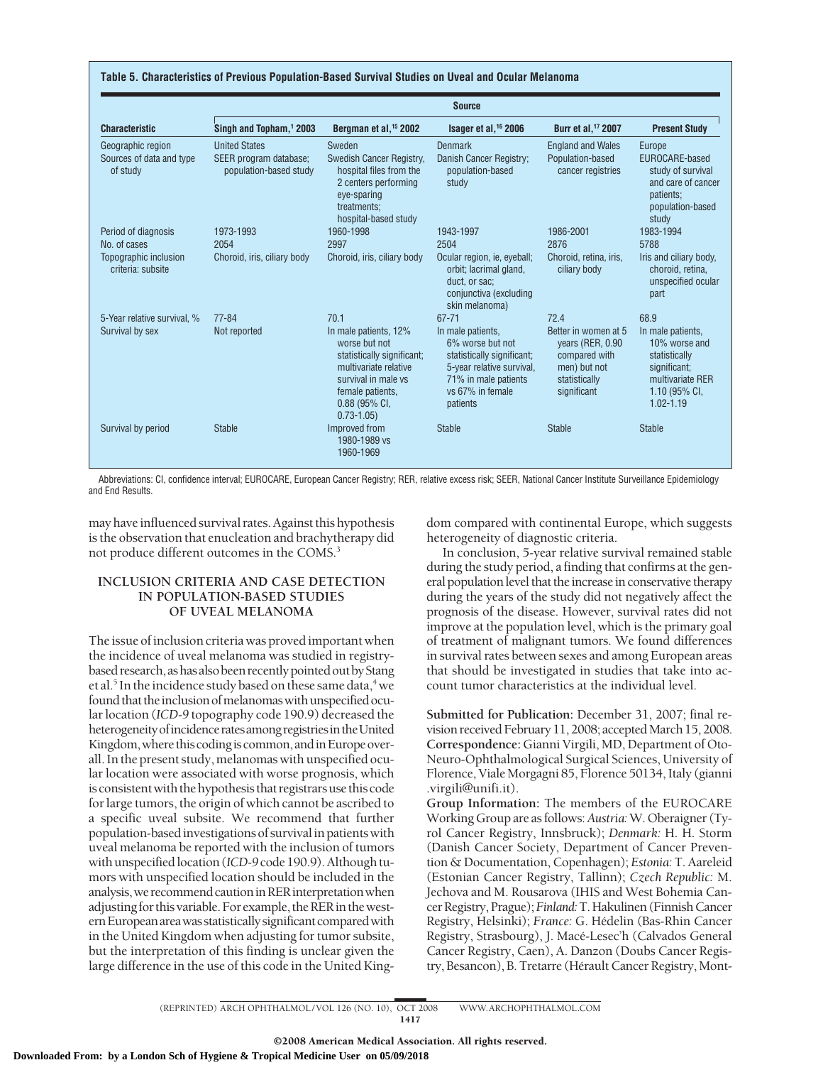**Table 5. Characteristics of Previous Population-Based Survival Studies on Uveal and Ocular Melanoma**

| Characteristic | Source | | | | |
|---|---|---|---|---|---|
| | Singh and Topham,[1] 2003 | Bergman et al,[15] 2002 | Isager et al,[16] 2006 | Burr et al,[17] 2007 | Present Study |
| Geographic region | United States | Sweden | Denmark | England and Wales | Europe |
| Sources of data and type of study | SEER program database; population-based study | Swedish Cancer Registry, hospital files from the 2 centers performing eye-sparing treatments; hospital-based study | Danish Cancer Registry; population-based study | Population-based cancer registries | EUROCARE-based study of survival and care of cancer patients; population-based study |
| Period of diagnosis | 1973-1993 | 1960-1998 | 1943-1997 | 1986-2001 | 1983-1994 |
| No. of cases | 2054 | 2997 | 2504 | 2876 | 5788 |
| Topographic inclusion criteria: subsite | Choroid, iris, ciliary body | Choroid, iris, ciliary body | Ocular region, ie, eyeball; orbit; lacrimal gland, duct, or sac; conjunctiva (excluding skin melanoma) | Choroid, retina, iris, ciliary body | Iris and ciliary body, choroid, retina, unspecified ocular part |
| 5-Year relative survival, % | 77-84 | 70.1 | 67-71 | 72.4 | 68.9 |
| Survival by sex | Not reported | In male patients, 12% worse but not statistically significant; multivariate relative survival in male vs female patients, 0.88 (95% CI, 0.73-1.05) | In male patients, 6% worse but not statistically significant; 5-year relative survival, 71% in male patients vs 67% in female patients | Better in women at 5 years (RER, 0.90 compared with men) but not statistically significant | In male patients, 10% worse and statistically significant; multivariate RER 1.10 (95% CI, 1.02-1.19 |
| Survival by period | Stable | Improved from 1980-1989 vs 1960-1969 | Stable | Stable | Stable |

Abbreviations: CI, confidence interval; EUROCARE, European Cancer Registry; RER, relative excess risk; SEER, National Cancer Institute Surveillance Epidemiology and End Results.

may have influenced survival rates. Against this hypothesis is the observation that enucleation and brachytherapy did not produce different outcomes in the COMS.[3]

## INCLUSION CRITERIA AND CASE DETECTION IN POPULATION-BASED STUDIES OF UVEAL MELANOMA

The issue of inclusion criteria was proved important when the incidence of uveal melanoma was studied in registry-based research, as has also been recently pointed out by Stang et al.[5] In the incidence study based on these same data,[4] we found that the inclusion of melanomas with unspecified ocular location (*ICD-9* topography code 190.9) decreased the heterogeneity of incidence rates among registries in the United Kingdom, where this coding is common, and in Europe overall. In the present study, melanomas with unspecified ocular location were associated with worse prognosis, which is consistent with the hypothesis that registrars use this code for large tumors, the origin of which cannot be ascribed to a specific uveal subsite. We recommend that further population-based investigations of survival in patients with uveal melanoma be reported with the inclusion of tumors with unspecified location (*ICD-9* code 190.9). Although tumors with unspecified location should be included in the analysis, we recommend caution in RER interpretation when adjusting for this variable. For example, the RER in the western European area was statistically significant compared with in the United Kingdom when adjusting for tumor subsite, but the interpretation of this finding is unclear given the large difference in the use of this code in the United Kingdom compared with continental Europe, which suggests heterogeneity of diagnostic criteria.

In conclusion, 5-year relative survival remained stable during the study period, a finding that confirms at the general population level that the increase in conservative therapy during the years of the study did not negatively affect the prognosis of the disease. However, survival rates did not improve at the population level, which is the primary goal of treatment of malignant tumors. We found differences in survival rates between sexes and among European areas that should be investigated in studies that take into account tumor characteristics at the individual level.

**Submitted for Publication:** December 31, 2007; final revision received February 11, 2008; accepted March 15, 2008.
**Correspondence:** Gianni Virgili, MD, Department of Oto-Neuro-Ophthalmological Surgical Sciences, University of Florence, Viale Morgagni 85, Florence 50134, Italy (gianni.virgili@unifi.it).
**Group Information:** The members of the EUROCARE Working Group are as follows: *Austria:* W. Oberaigner (Tyrol Cancer Registry, Innsbruck); *Denmark:* H. H. Storm (Danish Cancer Society, Department of Cancer Prevention & Documentation, Copenhagen); *Estonia:* T. Aareleid (Estonian Cancer Registry, Tallinn); *Czech Republic:* M. Jechova and M. Rousarova (IHIS and West Bohemia Cancer Registry, Prague); *Finland:* T. Hakulinen (Finnish Cancer Registry, Helsinki); *France:* G. Hédelin (Bas-Rhin Cancer Registry, Strasbourg), J. Macé-Lesec'h (Calvados General Cancer Registry, Caen), A. Danzon (Doubs Cancer Registry, Besancon), B. Tretarre (Hérault Cancer Registry, Mont-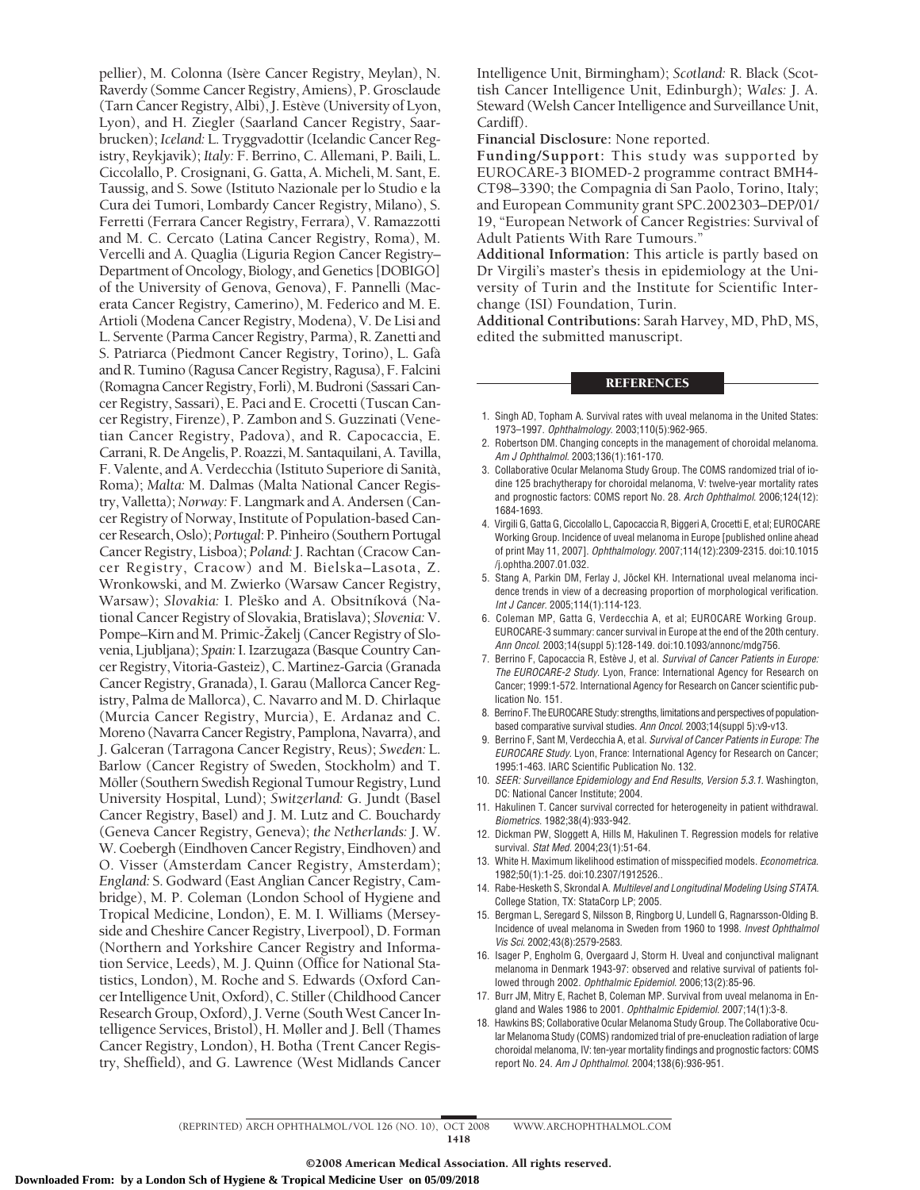pellier), M. Colonna (Isère Cancer Registry, Meylan), N. Raverdy (Somme Cancer Registry, Amiens), P. Grosclaude (Tarn Cancer Registry, Albi), J. Estève (University of Lyon, Lyon), and H. Ziegler (Saarland Cancer Registry, Saarbrucken); *Iceland:* L. Tryggvadottir (Icelandic Cancer Registry, Reykjavik); *Italy:* F. Berrino, C. Allemani, P. Baili, L. Ciccolallo, P. Crosignani, G. Gatta, A. Micheli, M. Sant, E. Taussig, and S. Sowe (Istituto Nazionale per lo Studio e la Cura dei Tumori, Lombardy Cancer Registry, Milano), S. Ferretti (Ferrara Cancer Registry, Ferrara), V. Ramazzotti and M. C. Cercato (Latina Cancer Registry, Roma), M. Vercelli and A. Quaglia (Liguria Region Cancer Registry–Department of Oncology, Biology, and Genetics [DOBIGO] of the University of Genova, Genova), F. Pannelli (Macerata Cancer Registry, Camerino), M. Federico and M. E. Artioli (Modena Cancer Registry, Modena), V. De Lisi and L. Servente (Parma Cancer Registry, Parma), R. Zanetti and S. Patriarca (Piedmont Cancer Registry, Torino), L. Gafà and R. Tumino (Ragusa Cancer Registry, Ragusa), F. Falcini (Romagna Cancer Registry, Forli), M. Budroni (Sassari Cancer Registry, Sassari), E. Paci and E. Crocetti (Tuscan Cancer Registry, Firenze), P. Zambon and S. Guzzinati (Venetian Cancer Registry, Padova), and R. Capocaccia, E. Carrani, R. De Angelis, P. Roazzi, M. Santaquilani, A. Tavilla, F. Valente, and A. Verdecchia (Istituto Superiore di Sanità, Roma); *Malta:* M. Dalmas (Malta National Cancer Registry, Valletta); *Norway:* F. Langmark and A. Andersen (Cancer Registry of Norway, Institute of Population-based Cancer Research, Oslo); *Portugal:* P. Pinheiro (Southern Portugal Cancer Registry, Lisboa); *Poland:* J. Rachtan (Cracow Cancer Registry, Cracow) and M. Bielska–Lasota, Z. Wronkowski, and M. Zwierko (Warsaw Cancer Registry, Warsaw); *Slovakia:* I. Pleško and A. Obsitníková (National Cancer Registry of Slovakia, Bratislava); *Slovenia:* V. Pompe–Kirn and M. Primic-Žakelj (Cancer Registry of Slovenia, Ljubljana); *Spain:* I. Izarzugaza (Basque Country Cancer Registry, Vitoria-Gasteiz), C. Martinez-Garcia (Granada Cancer Registry, Granada), I. Garau (Mallorca Cancer Registry, Palma de Mallorca), C. Navarro and M. D. Chirlaque (Murcia Cancer Registry, Murcia), E. Ardanaz and C. Moreno (Navarra Cancer Registry, Pamplona, Navarra), and J. Galceran (Tarragona Cancer Registry, Reus); *Sweden:* L. Barlow (Cancer Registry of Sweden, Stockholm) and T. Möller (Southern Swedish Regional Tumour Registry, Lund University Hospital, Lund); *Switzerland:* G. Jundt (Basel Cancer Registry, Basel) and J. M. Lutz and C. Bouchardy (Geneva Cancer Registry, Geneva); *the Netherlands:* J. W. W. Coebergh (Eindhoven Cancer Registry, Eindhoven) and O. Visser (Amsterdam Cancer Registry, Amsterdam); *England:* S. Godward (East Anglian Cancer Registry, Cambridge), M. P. Coleman (London School of Hygiene and Tropical Medicine, London), E. M. I. Williams (Merseyside and Cheshire Cancer Registry, Liverpool), D. Forman (Northern and Yorkshire Cancer Registry and Information Service, Leeds), M. J. Quinn (Office for National Statistics, London), M. Roche and S. Edwards (Oxford Cancer Intelligence Unit, Oxford), C. Stiller (Childhood Cancer Research Group, Oxford), J. Verne (South West Cancer Intelligence Services, Bristol), H. Møller and J. Bell (Thames Cancer Registry, London), H. Botha (Trent Cancer Registry, Sheffield), and G. Lawrence (West Midlands Cancer Intelligence Unit, Birmingham); *Scotland:* R. Black (Scottish Cancer Intelligence Unit, Edinburgh); *Wales:* J. A. Steward (Welsh Cancer Intelligence and Surveillance Unit, Cardiff).

**Financial Disclosure:** None reported.

**Funding/Support:** This study was supported by EUROCARE-3 BIOMED-2 programme contract BMH4-CT98–3390; the Compagnia di San Paolo, Torino, Italy; and European Community grant SPC.2002303–DEP/01/19, "European Network of Cancer Registries: Survival of Adult Patients With Rare Tumours."

**Additional Information:** This article is partly based on Dr Virgili's master's thesis in epidemiology at the University of Turin and the Institute for Scientific Interchange (ISI) Foundation, Turin.

**Additional Contributions:** Sarah Harvey, MD, PhD, MS, edited the submitted manuscript.

## REFERENCES

1. Singh AD, Topham A. Survival rates with uveal melanoma in the United States: 1973–1997. *Ophthalmology.* 2003;110(5):962-965.
2. Robertson DM. Changing concepts in the management of choroidal melanoma. *Am J Ophthalmol.* 2003;136(1):161-170.
3. Collaborative Ocular Melanoma Study Group. The COMS randomized trial of iodine 125 brachytherapy for choroidal melanoma, V: twelve-year mortality rates and prognostic factors: COMS report No. 28. *Arch Ophthalmol.* 2006;124(12):1684-1693.
4. Virgili G, Gatta G, Ciccolallo L, Capocaccia R, Biggeri A, Crocetti E, et al; EUROCARE Working Group. Incidence of uveal melanoma in Europe [published online ahead of print May 11, 2007]. *Ophthalmology.* 2007;114(12):2309-2315. doi:10.1015/j.ophtha.2007.01.032.
5. Stang A, Parkin DM, Ferlay J, Jöckel KH. International uveal melanoma incidence trends in view of a decreasing proportion of morphological verification. *Int J Cancer.* 2005;114(1):114-123.
6. Coleman MP, Gatta G, Verdecchia A, et al; EUROCARE Working Group. EUROCARE-3 summary: cancer survival in Europe at the end of the 20th century. *Ann Oncol.* 2003;14(suppl 5):128-149. doi:10.1093/annonc/mdg756.
7. Berrino F, Capocaccia R, Estève J, et al. *Survival of Cancer Patients in Europe: The EUROCARE-2 Study.* Lyon, France: International Agency for Research on Cancer; 1999:1-572. International Agency for Research on Cancer scientific publication No. 151.
8. Berrino F. The EUROCARE Study: strengths, limitations and perspectives of population-based comparative survival studies. *Ann Oncol.* 2003;14(suppl 5):v9-v13.
9. Berrino F, Sant M, Verdecchia A, et al. *Survival of Cancer Patients in Europe: The EUROCARE Study.* Lyon, France: International Agency for Research on Cancer; 1995:1-463. IARC Scientific Publication No. 132.
10. *SEER: Surveillance Epidemiology and End Results, Version 5.3.1.* Washington, DC: National Cancer Institute; 2004.
11. Hakulinen T. Cancer survival corrected for heterogeneity in patient withdrawal. *Biometrics.* 1982;38(4):933-942.
12. Dickman PW, Sloggett A, Hills M, Hakulinen T. Regression models for relative survival. *Stat Med.* 2004;23(1):51-64.
13. White H. Maximum likelihood estimation of misspecified models. *Econometrica.* 1982;50(1):1-25. doi:10.2307/1912526..
14. Rabe-Hesketh S, Skrondal A. *Multilevel and Longitudinal Modeling Using STATA.* College Station, TX: StataCorp LP; 2005.
15. Bergman L, Seregard S, Nilsson B, Ringborg U, Lundell G, Ragnarsson-Olding B. Incidence of uveal melanoma in Sweden from 1960 to 1998. *Invest Ophthalmol Vis Sci.* 2002;43(8):2579-2583.
16. Isager P, Engholm G, Overgaard J, Storm H. Uveal and conjunctival malignant melanoma in Denmark 1943-97: observed and relative survival of patients followed through 2002. *Ophthalmic Epidemiol.* 2006;13(2):85-96.
17. Burr JM, Mitry E, Rachet B, Coleman MP. Survival from uveal melanoma in England and Wales 1986 to 2001. *Ophthalmic Epidemiol.* 2007;14(1):3-8.
18. Hawkins BS; Collaborative Ocular Melanoma Study Group. The Collaborative Ocular Melanoma Study (COMS) randomized trial of pre-enucleation radiation of large choroidal melanoma, IV: ten-year mortality findings and prognostic factors: COMS report No. 24. *Am J Ophthalmol.* 2004;138(6):936-951.